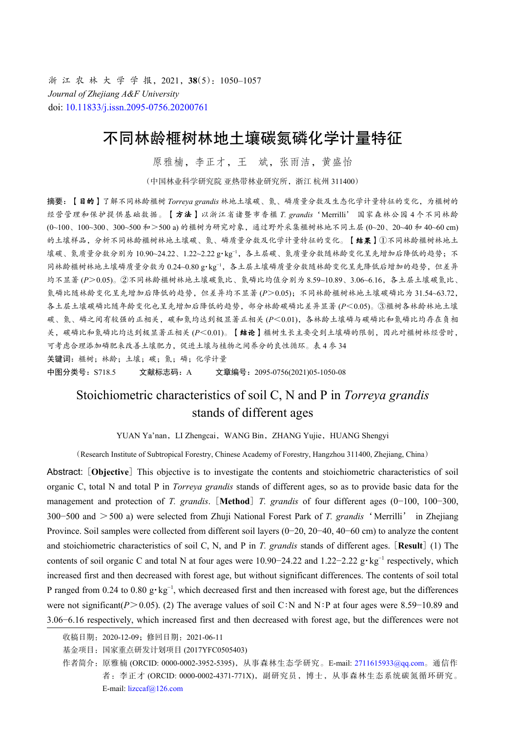浙 江 农 林 大 学 学 报，2021，**38**(5)：1050−1057

*Journal of Zhejiang A&F University*

doi: 10.11833/j.issn.2095-0756.20200761

# 不同林龄榧树林地土壤碳氮磷化学计量特征

原雅楠，李正才，王　斌，张雨洁，黄盛怡

（中国林业科学研究院 亚热带林业研究所，浙江 杭州 311400）

**摘要：【目的】**了解不同林龄榧树 *Torreya grandis* 林地土壤碳、氮、磷质量分数及生态化学计量特征的变化，为榧树的经营管理和保护提供基础数据。**【方法】**以浙江省诸暨市香榧 *T. grandis*‘Merrilli’ 国家森林公园 4 个不同林龄 (0~100、100~300、300~500 和＞500 a) 的榧树为研究对象，通过野外采集榧树林地不同土层 (0~20、20~40 和 40~60 cm) 的土壤样品，分析不同林龄榧树林地土壤碳、氮、磷质量分数及化学计量特征的变化。**【结果】**①不同林龄榧树林地土壤碳、氮质量分数分别为 10.90~24.22、1.22~2.22 g·kg$^{-1}$，各土层碳、氮质量分数随林龄变化呈先增加后降低的趋势；不同林龄榧树林地土壤磷质量分数为 0.24~0.80 g·kg$^{-1}$，各土层土壤磷质量分数随林龄变化呈先降低后增加的趋势，但差异均不显著 ($P$＞0.05)。②不同林龄榧树林地土壤碳氮比、氮磷比均值分别为 8.59~10.89、3.06~6.16，各土层土壤碳氮比、氮磷比随林龄变化呈先增加后降低的趋势，但差异均不显著 ($P$＞0.05)；不同林龄榧树林地土壤碳磷比为 31.54~63.72，各土层土壤碳磷比随年龄变化也呈先增加后降低的趋势，部分林龄碳磷比差异显著 ($P$＜0.05)。③榧树各林龄林地土壤碳、氮、磷之间有较强的正相关，碳和氮均达到极显著正相关 ($P$＜0.01)，各林龄土壤磷与碳磷比和氮磷比均存在负相关，碳磷比和氮磷比均达到极显著正相关 ($P$＜0.01)。**【结论】**榧树生长主要受到土壤磷的限制，因此对榧树林经营管理时，可考虑合理添加磷肥来改善土壤肥力，促进土壤与植物之间养分的良性循环。表 4 参 34

**关键词：**榧树；林龄；土壤；碳；氮；磷；化学计量

**中图分类号：**S718.5　　**文献标志码：**A　　**文章编号：**2095-0756(2021)05-1050-08

# Stoichiometric characteristics of soil C, N and P in *Torreya grandis* stands of different ages

YUAN Ya’nan，LI Zhengcai，WANG Bin，ZHANG Yujie，HUANG Shengyi

（Research Institute of Subtropical Forestry, Chinese Academy of Forestry, Hangzhou 311400, Zhejiang, China）

**Abstract:**［**Objective**］This objective is to investigate the contents and stoichiometric characteristics of soil organic C, total N and total P in *Torreya grandis* stands of different ages, so as to provide basic data for the management and protection of *T. grandis*.［**Method**］*T. grandis* of four different ages (0−100, 100−300, 300−500 and ＞500 a) were selected from Zhuji National Forest Park of *T. grandis*‘Merrilli’ in Zhejiang Province. Soil samples were collected from different soil layers (0−20, 20−40, 40−60 cm) to analyze the content and stoichiometric characteristics of soil C, N, and P in *T. grandis* stands of different ages.［**Result**］(1) The contents of soil organic C and total N at four ages were 10.90−24.22 and 1.22−2.22 g·kg$^{-1}$ respectively, which increased first and then decreased with forest age, but without significant differences. The contents of soil total P ranged from 0.24 to 0.80 g·kg$^{-1}$, which decreased first and then increased with forest age, but the differences were not significant($P$＞0.05). (2) The average values of soil C∶N and N∶P at four ages were 8.59−10.89 and 3.06−6.16 respectively, which increased first and then decreased with forest age, but the differences were not

---

收稿日期：2020-12-09；修回日期：2021-06-11

基金项目：国家重点研发计划项目 (2017YFC0505403)

作者简介：原雅楠 (ORCID: 0000-0002-3952-5395)，从事森林生态学研究。E-mail: 2711615933@qq.com。通信作者：李正才 (ORCID: 0000-0002-4371-771X)，副研究员，博士，从事森林生态系统碳氮循环研究。E-mail: lizccaf@126.com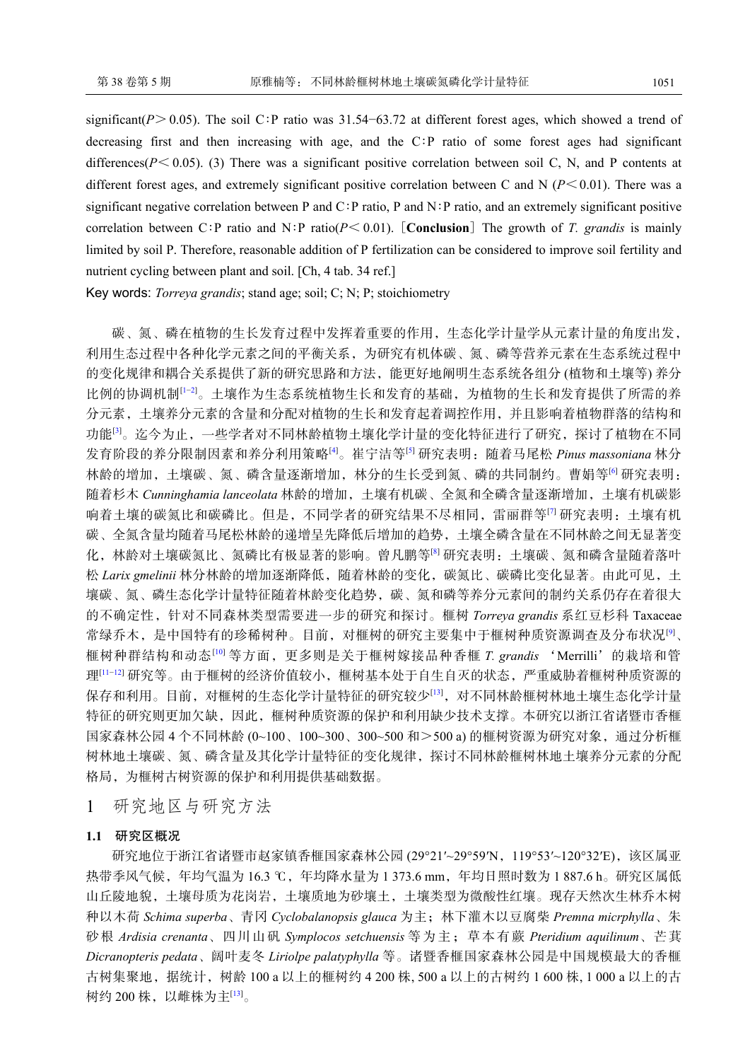significant($P$＞0.05). The soil C∶P ratio was 31.54−63.72 at different forest ages, which showed a trend of decreasing first and then increasing with age, and the C∶P ratio of some forest ages had significant differences($P$＜0.05). (3) There was a significant positive correlation between soil C, N, and P contents at different forest ages, and extremely significant positive correlation between C and N ($P$＜0.01). There was a significant negative correlation between P and C∶P ratio, P and N∶P ratio, and an extremely significant positive correlation between C∶P ratio and N∶P ratio($P$＜0.01).［**Conclusion**］The growth of *T. grandis* is mainly limited by soil P. Therefore, reasonable addition of P fertilization can be considered to improve soil fertility and nutrient cycling between plant and soil. [Ch, 4 tab. 34 ref.]

Key words: *Torreya grandis*; stand age; soil; C; N; P; stoichiometry

碳、氮、磷在植物的生长发育过程中发挥着重要的作用，生态化学计量学从元素计量的角度出发，利用生态过程中各种化学元素之间的平衡关系，为研究有机体碳、氮、磷等营养元素在生态系统过程中的变化规律和耦合关系提供了新的研究思路和方法，能更好地阐明生态系统各组分 (植物和土壤等) 养分比例的协调机制[1−2]。土壤作为生态系统植物生长和发育的基础，为植物的生长和发育提供了所需的养分元素，土壤养分元素的含量和分配对植物的生长和发育起着调控作用，并且影响着植物群落的结构和功能[3]。迄今为止，一些学者对不同林龄植物土壤化学计量的变化特征进行了研究，探讨了植物在不同发育阶段的养分限制因素和养分利用策略[4]。崔宁洁等[5] 研究表明：随着马尾松 *Pinus massoniana* 林分林龄的增加，土壤碳、氮、磷含量逐渐增加，林分的生长受到氮、磷的共同制约。曹娟等[6] 研究表明：随着杉木 *Cunninghamia lanceolata* 林龄的增加，土壤有机碳、全氮和全磷含量逐渐增加，土壤有机碳影响着土壤的碳氮比和碳磷比。但是，不同学者的研究结果不尽相同，雷丽群等[7] 研究表明：土壤有机碳、全氮含量均随着马尾松林龄的递增呈先降低后增加的趋势，土壤全磷含量在不同林龄之间无显著变化，林龄对土壤碳氮比、氮磷比有极显著的影响。曾凡鹏等[8] 研究表明：土壤碳、氮和磷含量随着落叶松 *Larix gmelinii* 林分林龄的增加逐渐降低，随着林龄的变化，碳氮比、碳磷比变化显著。由此可见，土壤碳、氮、磷生态化学计量特征随着林龄变化趋势，碳、氮和磷等养分元素间的制约关系仍存在着很大的不确定性，针对不同森林类型需要进一步的研究和探讨。榧树 *Torreya grandis* 系红豆杉科 Taxaceae 常绿乔木，是中国特有的珍稀树种。目前，对榧树的研究主要集中于榧树种质资源调查及分布状况[9]、榧树种群结构和动态[10] 等方面，更多则是关于榧树嫁接品种香榧 *T. grandis* ‘Merrilli’的栽培和管理[11−12] 研究等。由于榧树的经济价值较小，榧树基本处于自生自灭的状态，严重威胁着榧树种质资源的保存和利用。目前，对榧树的生态化学计量特征的研究较少[13]，对不同林龄榧树林地土壤生态化学计量特征的研究则更加欠缺，因此，榧树种质资源的保护和利用缺少技术支撑。本研究以浙江省诸暨市香榧国家森林公园 4 个不同林龄 (0~100、100~300、300~500 和＞500 a) 的榧树资源为研究对象，通过分析榧树林地土壤碳、氮、磷含量及其化学计量特征的变化规律，探讨不同林龄榧树林地土壤养分元素的分配格局，为榧树古树资源的保护和利用提供基础数据。

# 1 研究地区与研究方法

## 1.1 研究区概况

研究地位于浙江省诸暨市赵家镇香榧国家森林公园 (29°21′~29°59′N，119°53′~120°32′E)，该区属亚热带季风气候，年均气温为 16.3 ℃，年均降水量为 1 373.6 mm，年均日照时数为 1 887.6 h。研究区属低山丘陵地貌，土壤母质为花岗岩，土壤质地为砂壤土，土壤类型为微酸性红壤。现存天然次生林乔木树种以木荷 *Schima superba*、青冈 *Cyclobalanopsis glauca* 为主；林下灌木以豆腐柴 *Premna micrphylla*、朱砂根 *Ardisia crenanta*、四川山矾 *Symplocos setchuensis* 等为主；草本有蕨 *Pteridium aquilinum*、芒萁 *Dicranopteris pedata*、阔叶麦冬 *Liriolpe palatyphylla* 等。诸暨香榧国家森林公园是中国规模最大的香榧古树集聚地，据统计，树龄 100 a 以上的榧树约 4 200 株，500 a 以上的古树约 1 600 株，1 000 a 以上的古树约 200 株，以雌株为主[13]。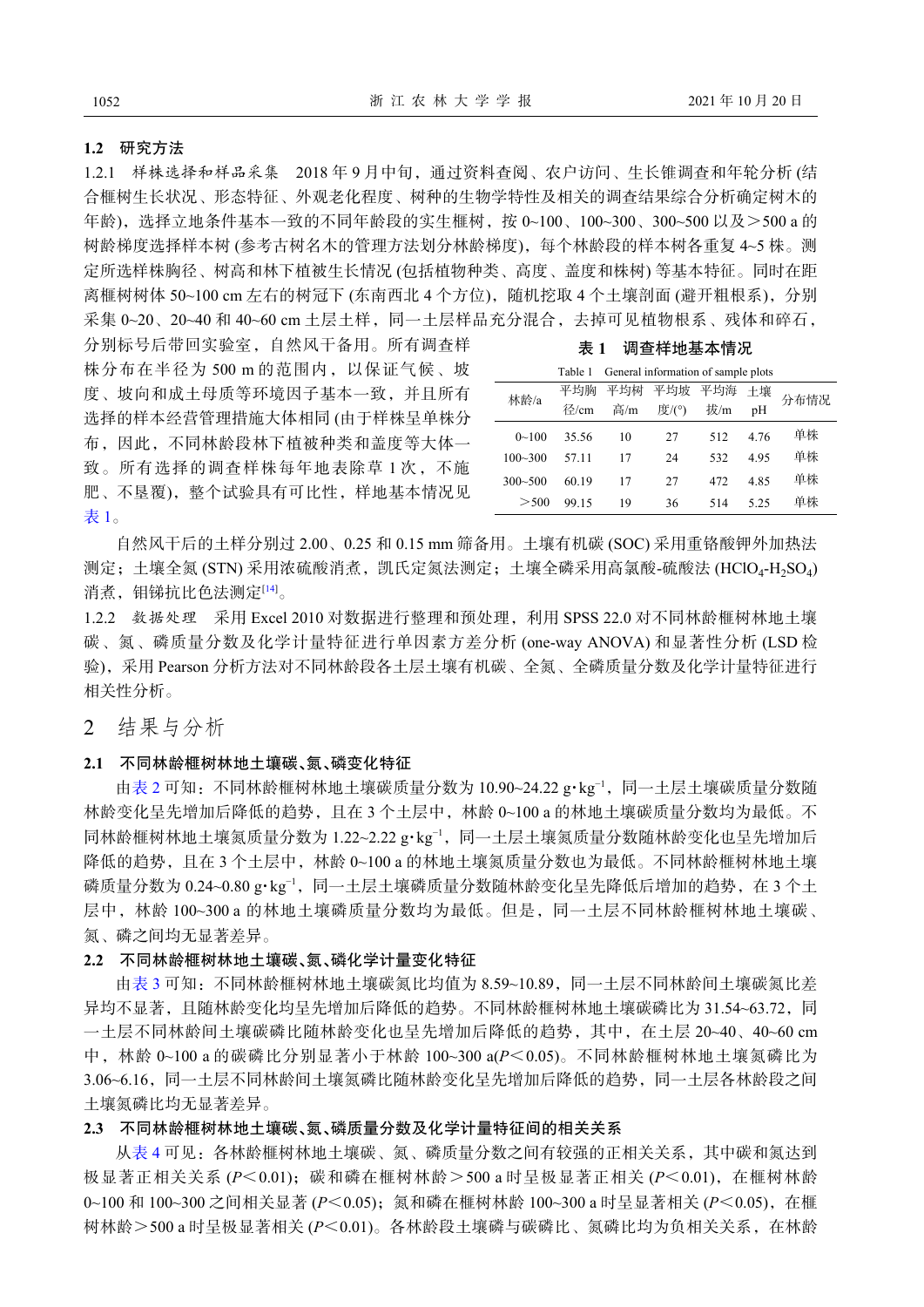### 1.2 研究方法

1.2.1 样株选择和样品采集 2018 年 9 月中旬，通过资料查阅、农户访问、生长锥调查和年轮分析 (结合榧树生长状况、形态特征、外观老化程度、树种的生物学特性及相关的调查结果综合分析确定树木的年龄)，选择立地条件基本一致的不同年龄段的实生榧树，按 0~100、100~300、300~500 以及＞500 a 的树龄梯度选择样本树 (参考古树名木的管理方法划分林龄梯度)，每个林龄段的样本树各重复 4~5 株。测定所选样株胸径、树高和林下植被生长情况 (包括植物种类、高度、盖度和株树) 等基本特征。同时在距离榧树树体 50~100 cm 左右的树冠下 (东南西北 4 个方位)，随机挖取 4 个土壤剖面 (避开粗根系)，分别采集 0~20、20~40 和 40~60 cm 土层土样，同一土层样品充分混合，去掉可见植物根系、残体和碎石，分别标号后带回实验室，自然风干备用。所有调查样株分布在半径为 500 m 的范围内，以保证气候、坡度、坡向和成土母质等环境因子基本一致，并且所有选择的样本经营管理措施大体相同 (由于样株呈单株分布，因此，不同林龄段林下植被种类和盖度等大体一致。所有选择的调查样株每年地表除草 1 次，不施肥、不垦覆)，整个试验具有可比性，样地基本情况见表 1。

**表 1 调查样地基本情况**

Table 1 General information of sample plots

| 林龄/a | 平均胸径/cm | 平均树高/m | 平均坡度/(°) | 平均海拔/m | 土壤 pH | 分布情况 |
|---|---|---|---|---|---|---|
| 0~100 | 35.56 | 10 | 27 | 512 | 4.76 | 单株 |
| 100~300 | 57.11 | 17 | 24 | 532 | 4.95 | 单株 |
| 300~500 | 60.19 | 17 | 27 | 472 | 4.85 | 单株 |
| ＞500 | 99.15 | 19 | 36 | 514 | 5.25 | 单株 |

自然风干后的土样分别过 2.00、0.25 和 0.15 mm 筛备用。土壤有机碳 (SOC) 采用重铬酸钾外加热法测定；土壤全氮 (STN) 采用浓硫酸消煮，凯氏定氮法测定；土壤全磷采用高氯酸-硫酸法 ($HClO_4$-$H_2SO_4$) 消煮，钼锑抗比色法测定[14]。

1.2.2 数据处理 采用 Excel 2010 对数据进行整理和预处理，利用 SPSS 22.0 对不同林龄榧树林地土壤碳、氮、磷质量分数及化学计量特征进行单因素方差分析 (one-way ANOVA) 和显著性分析 (LSD 检验)，采用 Pearson 分析方法对不同林龄段各土层土壤有机碳、全氮、全磷质量分数及化学计量特征进行相关性分析。

## 2 结果与分析

### 2.1 不同林龄榧树林地土壤碳、氮、磷变化特征

由表 2 可知：不同林龄榧树林地土壤碳质量分数为 10.90~24.22 g·kg$^{-1}$，同一土层土壤碳质量分数随林龄变化呈先增加后降低的趋势，且在 3 个土层中，林龄 0~100 a 的林地土壤碳质量分数均为最低。不同林龄榧树林地土壤氮质量分数为 1.22~2.22 g·kg$^{-1}$，同一土层土壤氮质量分数随林龄变化也呈先增加后降低的趋势，且在 3 个土层中，林龄 0~100 a 的林地土壤氮质量分数也为最低。不同林龄榧树林地土壤磷质量分数为 0.24~0.80 g·kg$^{-1}$，同一土层土壤磷质量分数随林龄变化呈先降低后增加的趋势，在 3 个土层中，林龄 100~300 a 的林地土壤磷质量分数均为最低。但是，同一土层不同林龄榧树林地土壤碳、氮、磷之间均无显著差异。

### 2.2 不同林龄榧树林地土壤碳、氮、磷化学计量变化特征

由表 3 可知：不同林龄榧树林地土壤碳氮比均值为 8.59~10.89，同一土层不同林龄间土壤碳氮比差异均不显著，且随林龄变化均呈先增加后降低的趋势。不同林龄榧树林地土壤碳磷比为 31.54~63.72，同一土层不同林龄间土壤碳磷比随林龄变化也呈先增加后降低的趋势，其中，在土层 20~40、40~60 cm 中，林龄 0~100 a 的碳磷比分别显著小于林龄 100~300 a($P$＜0.05)。不同林龄榧树林地土壤氮磷比为 3.06~6.16，同一土层不同林龄间土壤氮磷比随林龄变化呈先增加后降低的趋势，同一土层各林龄段之间土壤氮磷比均无显著差异。

### 2.3 不同林龄榧树林地土壤碳、氮、磷质量分数及化学计量特征间的相关关系

从表 4 可见：各林龄榧树林地土壤碳、氮、磷质量分数之间有较强的正相关关系，其中碳和氮达到极显著正相关关系 ($P$＜0.01)；碳和磷在榧树林龄＞500 a 时呈极显著正相关 ($P$＜0.01)，在榧树林龄 0~100 和 100~300 之间相关显著 ($P$＜0.05)；氮和磷在榧树林龄 100~300 a 时呈显著相关 ($P$＜0.05)，在榧树林龄＞500 a 时呈极显著相关 ($P$＜0.01)。各林龄段土壤磷与碳磷比、氮磷比均为负相关关系，在林龄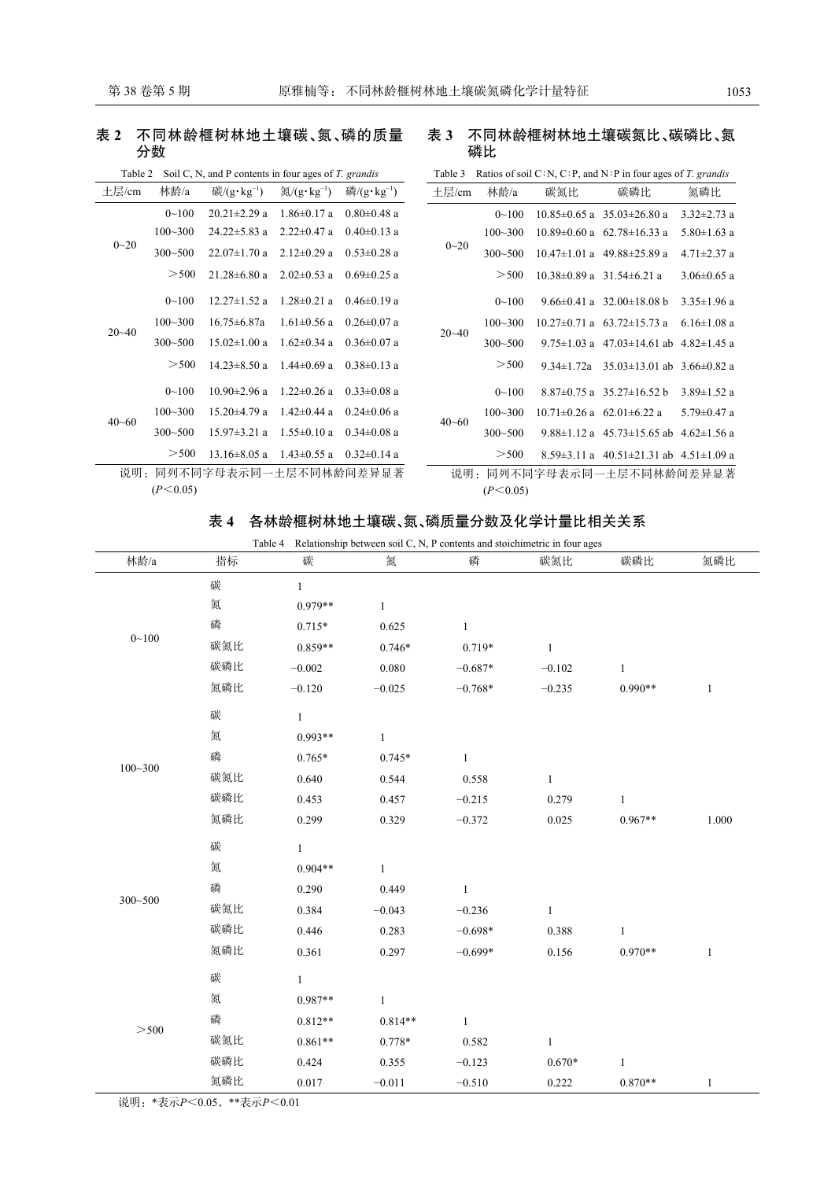**表 2　不同林龄榧树林地土壤碳、氮、磷的质量分数**

Table 2　Soil C, N, and P contents in four ages of *T. grandis*

| 土层/cm | 林龄/a | 碳/(g·kg$^{-1}$) | 氮/(g·kg$^{-1}$) | 磷/(g·kg$^{-1}$) |
|---|---|---|---|---|
| 0~20 | 0~100 | 20.21±2.29 a | 1.86±0.17 a | 0.80±0.48 a |
| | 100~300 | 24.22±5.83 a | 2.22±0.47 a | 0.40±0.13 a |
| | 300~500 | 22.07±1.70 a | 2.12±0.29 a | 0.53±0.28 a |
| | ＞500 | 21.28±6.80 a | 2.02±0.53 a | 0.69±0.25 a |
| 20~40 | 0~100 | 12.27±1.52 a | 1.28±0.21 a | 0.46±0.19 a |
| | 100~300 | 16.75±6.87a | 1.61±0.56 a | 0.26±0.07 a |
| | 300~500 | 15.02±1.00 a | 1.62±0.34 a | 0.36±0.07 a |
| | ＞500 | 14.23±8.50 a | 1.44±0.69 a | 0.38±0.13 a |
| 40~60 | 0~100 | 10.90±2.96 a | 1.22±0.26 a | 0.33±0.08 a |
| | 100~300 | 15.20±4.79 a | 1.42±0.44 a | 0.24±0.06 a |
| | 300~500 | 15.97±3.21 a | 1.55±0.10 a | 0.34±0.08 a |
| | ＞500 | 13.16±8.05 a | 1.43±0.55 a | 0.32±0.14 a |

说明：同列不同字母表示同一土层不同林龄间差异显著($P$＜0.05)

**表 3　不同林龄榧树林地土壤碳氮比、碳磷比、氮磷比**

Table 3　Ratios of soil C∶N, C∶P, and N∶P in four ages of *T. grandis*

| 土层/cm | 林龄/a | 碳氮比 | 碳磷比 | 氮磷比 |
|---|---|---|---|---|
| 0~20 | 0~100 | 10.85±0.65 a | 35.03±26.80 a | 3.32±2.73 a |
| | 100~300 | 10.89±0.60 a | 62.78±16.33 a | 5.80±1.63 a |
| | 300~500 | 10.47±1.01 a | 49.88±25.89 a | 4.71±2.37 a |
| | ＞500 | 10.38±0.89 a | 31.54±6.21 a | 3.06±0.65 a |
| 20~40 | 0~100 | 9.66±0.41 a | 32.00±18.08 b | 3.35±1.96 a |
| | 100~300 | 10.27±0.71 a | 63.72±15.73 a | 6.16±1.08 a |
| | 300~500 | 9.75±1.03 a | 47.03±14.61 ab | 4.82±1.45 a |
| | ＞500 | 9.34±1.72a | 35.03±13.01 ab | 3.66±0.82 a |
| 40~60 | 0~100 | 8.87±0.75 a | 35.27±16.52 b | 3.89±1.52 a |
| | 100~300 | 10.71±0.26 a | 62.01±6.22 a | 5.79±0.47 a |
| | 300~500 | 9.88±1.12 a | 45.73±15.65 ab | 4.62±1.56 a |
| | ＞500 | 8.59±3.11 a | 40.51±21.31 ab | 4.51±1.09 a |

说明：同列不同字母表示同一土层不同林龄间差异显著($P$＜0.05)

**表 4　各林龄榧树林地土壤碳、氮、磷质量分数及化学计量比相关关系**

Table 4　Relationship between soil C, N, P contents and stoichimetric in four ages

| 林龄/a | 指标 | 碳 | 氮 | 磷 | 碳氮比 | 碳磷比 | 氮磷比 |
|---|---|---|---|---|---|---|---|
| 0~100 | 碳 | 1 | | | | | |
| | 氮 | 0.979** | 1 | | | | |
| | 磷 | 0.715* | 0.625 | 1 | | | |
| | 碳氮比 | 0.859** | 0.746* | 0.719* | 1 | | |
| | 碳磷比 | −0.002 | 0.080 | −0.687* | −0.102 | 1 | |
| | 氮磷比 | −0.120 | −0.025 | −0.768* | −0.235 | 0.990** | 1 |
| 100~300 | 碳 | 1 | | | | | |
| | 氮 | 0.993** | 1 | | | | |
| | 磷 | 0.765* | 0.745* | 1 | | | |
| | 碳氮比 | 0.640 | 0.544 | 0.558 | 1 | | |
| | 碳磷比 | 0.453 | 0.457 | −0.215 | 0.279 | 1 | |
| | 氮磷比 | 0.299 | 0.329 | −0.372 | 0.025 | 0.967** | 1.000 |
| 300~500 | 碳 | 1 | | | | | |
| | 氮 | 0.904** | 1 | | | | |
| | 磷 | 0.290 | 0.449 | 1 | | | |
| | 碳氮比 | 0.384 | −0.043 | −0.236 | 1 | | |
| | 碳磷比 | 0.446 | 0.283 | −0.698* | 0.388 | 1 | |
| | 氮磷比 | 0.361 | 0.297 | −0.699* | 0.156 | 0.970** | 1 |
| ＞500 | 碳 | 1 | | | | | |
| | 氮 | 0.987** | 1 | | | | |
| | 磷 | 0.812** | 0.814** | 1 | | | |
| | 碳氮比 | 0.861** | 0.778* | 0.582 | 1 | | |
| | 碳磷比 | 0.424 | 0.355 | −0.123 | 0.670* | 1 | |
| | 氮磷比 | 0.017 | −0.011 | −0.510 | 0.222 | 0.870** | 1 |

说明：*表示$P$＜0.05，**表示$P$＜0.01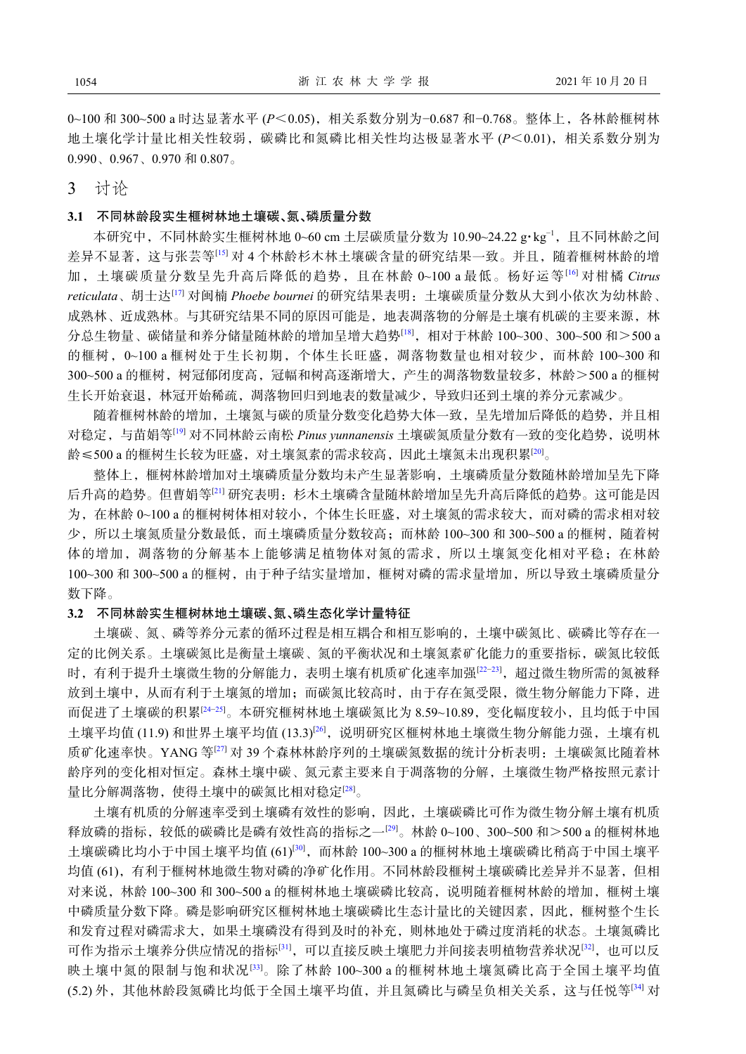0~100 和 300~500 a 时达显著水平 ($P$<0.05)，相关系数分别为−0.687 和−0.768。整体上，各林龄榧树林地土壤化学计量比相关性较弱，碳磷比和氮磷比相关性均达极显著水平 ($P$<0.01)，相关系数分别为 0.990、0.967、0.970 和 0.807。

## 3 讨论

### 3.1 不同林龄段实生榧树林地土壤碳、氮、磷质量分数

本研究中，不同林龄实生榧树林地 0~60 cm 土层碳质量分数为 10.90~24.22 g·kg$^{-1}$，且不同林龄之间差异不显著，这与张芸等[15] 对 4 个林龄杉木林土壤碳含量的研究结果一致。并且，随着榧树林龄的增加，土壤碳质量分数呈先升高后降低的趋势，且在林龄 0~100 a 最低。杨好运等[16] 对柑橘 *Citrus reticulata*、胡士达[17] 对闽楠 *Phoebe bournei* 的研究结果表明：土壤碳质量分数从大到小依次为幼林龄、成熟林、近成熟林。与其研究结果不同的原因可能是，地表凋落物的分解是土壤有机碳的主要来源，林分总生物量、碳储量和养分储量随林龄的增加呈增大趋势[18]，相对于林龄 100~300、300~500 和＞500 a 的榧树，0~100 a 榧树处于生长初期，个体生长旺盛，凋落物数量也相对较少，而林龄 100~300 和 300~500 a 的榧树，树冠郁闭度高，冠幅和树高逐渐增大，产生的凋落物数量较多，林龄＞500 a 的榧树生长开始衰退，林冠开始稀疏，凋落物回归到地表的数量减少，导致归还到土壤的养分元素减少。

随着榧树林龄的增加，土壤氮与碳的质量分数变化趋势大体一致，呈先增加后降低的趋势，并且相对稳定，与苗娟等[19] 对不同林龄云南松 *Pinus yunnanensis* 土壤碳氮质量分数有一致的变化趋势，说明林龄≤500 a 的榧树生长较为旺盛，对土壤氮素的需求较高，因此土壤氮未出现积累[20]。

整体上，榧树林龄增加对土壤磷质量分数均未产生显著影响，土壤磷质量分数随林龄增加呈先下降后升高的趋势。但曹娟等[21] 研究表明：杉木土壤磷含量随林龄增加呈先升高后降低的趋势。这可能是因为，在林龄 0~100 a 的榧树树体相对较小，个体生长旺盛，对土壤氮的需求较大，而对磷的需求相对较少，所以土壤氮质量分数最低，而土壤磷质量分数较高；而林龄 100~300 和 300~500 a 的榧树，随着树体的增加，凋落物的分解基本上能够满足植物体对氮的需求，所以土壤氮变化相对平稳；在林龄 100~300 和 300~500 a 的榧树，由于种子结实量增加，榧树对磷的需求量增加，所以导致土壤磷质量分数下降。

### 3.2 不同林龄实生榧树林地土壤碳、氮、磷生态化学计量特征

土壤碳、氮、磷等养分元素的循环过程是相互耦合和相互影响的，土壤中碳氮比、碳磷比等存在一定的比例关系。土壤碳氮比是衡量土壤碳、氮的平衡状况和土壤氮素矿化能力的重要指标，碳氮比较低时，有利于提升土壤微生物的分解能力，表明土壤有机质矿化速率加强[22−23]，超过微生物所需的氮被释放到土壤中，从而有利于土壤氮的增加；而碳氮比较高时，由于存在氮受限，微生物分解能力下降，进而促进了土壤碳的积累[24−25]。本研究榧树林地土壤碳氮比为 8.59~10.89，变化幅度较小，且均低于中国土壤平均值 (11.9) 和世界土壤平均值 (13.3)[26]，说明研究区榧树林地土壤微生物分解能力强，土壤有机质矿化速率快。YANG 等[27] 对 39 个森林林龄序列的土壤碳氮数据的统计分析表明：土壤碳氮比随着林龄序列的变化相对恒定。森林土壤中碳、氮元素主要来自于凋落物的分解，土壤微生物严格按照元素计量比分解凋落物，使得土壤中的碳氮比相对稳定[28]。

土壤有机质的分解速率受到土壤磷有效性的影响，因此，土壤碳磷比可作为微生物分解土壤有机质释放磷的指标，较低的碳磷比是磷有效性高的指标之一[29]。林龄 0~100、300~500 和＞500 a 的榧树林地土壤碳磷比均小于中国土壤平均值 (61)[30]，而林龄 100~300 a 的榧树林地土壤碳磷比稍高于中国土壤平均值 (61)，有利于榧树林地微生物对磷的净矿化作用。不同林龄段榧树土壤碳磷比差异并不显著，但相对来说，林龄 100~300 和 300~500 a 的榧树林地土壤碳磷比较高，说明随着榧树林龄的增加，榧树土壤中磷质量分数下降。磷是影响研究区榧树林地土壤碳磷比生态计量比的关键因素，因此，榧树整个生长和发育过程对磷需求大，如果土壤磷没有得到及时的补充，则林地处于磷过度消耗的状态。土壤氮磷比可作为指示土壤养分供应情况的指标[31]，可以直接反映土壤肥力并间接表明植物营养状况[32]，也可以反映土壤中氮的限制与饱和状况[33]。除了林龄 100~300 a 的榧树林地土壤氮磷比高于全国土壤平均值 (5.2) 外，其他林龄段氮磷比均低于全国土壤平均值，并且氮磷比与磷呈负相关关系，这与任悦等[34] 对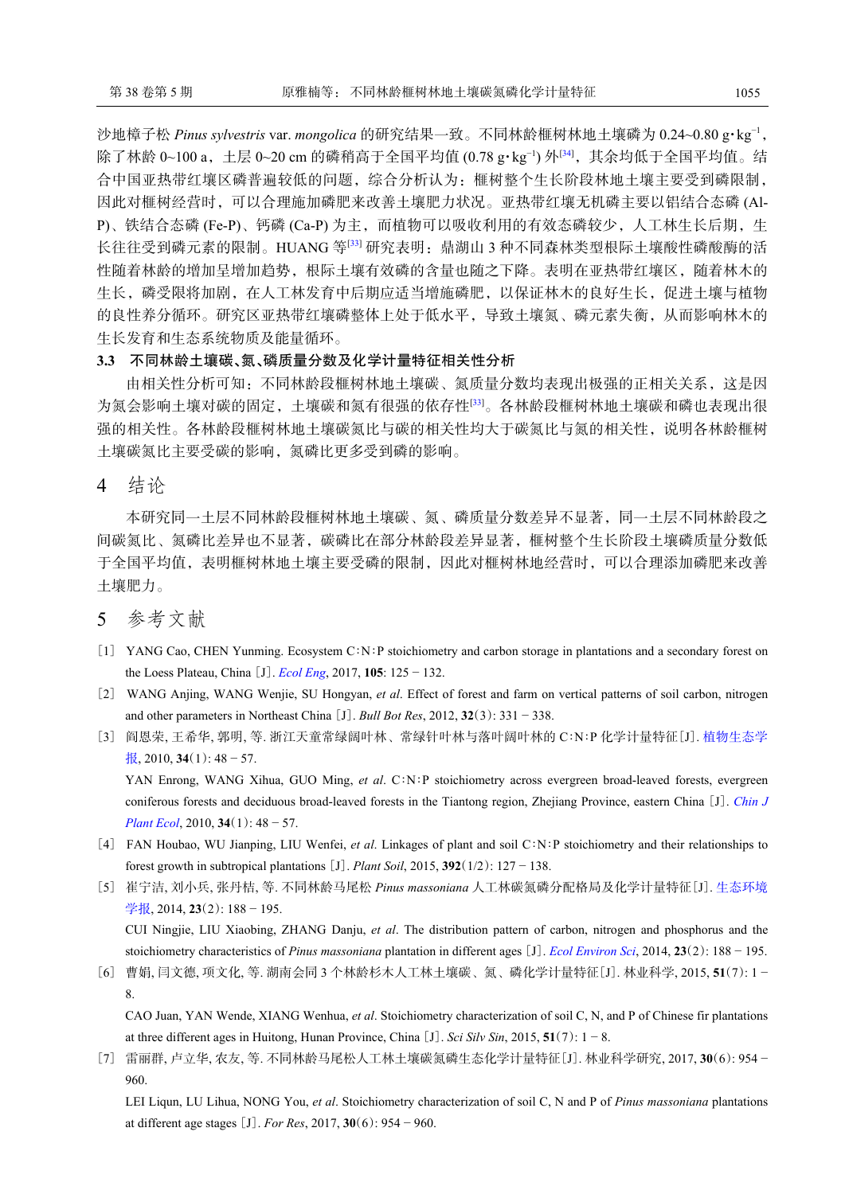沙地樟子松 *Pinus sylvestris* var. *mongolica* 的研究结果一致。不同林龄榧树林地土壤磷为 0.24~0.80 g·kg$^{-1}$，除了林龄 0~100 a，土层 0~20 cm 的磷稍高于全国平均值 (0.78 g·kg$^{-1}$) 外[34]，其余均低于全国平均值。结合中国亚热带红壤区磷普遍较低的问题，综合分析认为：榧树整个生长阶段林地土壤主要受到磷限制，因此对榧树经营时，可以合理施加磷肥来改善土壤肥力状况。亚热带红壤无机磷主要以铝结合态磷 (Al-P)、铁结合态磷 (Fe-P)、钙磷 (Ca-P) 为主，而植物可以吸收利用的有效态磷较少，人工林生长后期，生长往往受到磷元素的限制。HUANG 等[33] 研究表明：鼎湖山 3 种不同森林类型根际土壤酸性磷酸酶的活性随着林龄的增加呈增加趋势，根际土壤有效磷的含量也随之下降。表明在亚热带红壤区，随着林木的生长，磷受限将加剧，在人工林发育中后期应适当增施磷肥，以保证林木的良好生长，促进土壤与植物的良性养分循环。研究区亚热带红壤磷整体上处于低水平，导致土壤氮、磷元素失衡，从而影响林木的生长发育和生态系统物质及能量循环。

### 3.3　不同林龄土壤碳、氮、磷质量分数及化学计量特征相关性分析

由相关性分析可知：不同林龄段榧树林地土壤碳、氮质量分数均表现出极强的正相关关系，这是因为氮会影响土壤对碳的固定，土壤碳和氮有很强的依存性[33]。各林龄段榧树林地土壤碳和磷也表现出很强的相关性。各林龄段榧树林地土壤碳氮比与碳的相关性均大于碳氮比与氮的相关性，说明各林龄榧树土壤碳氮比主要受碳的影响，氮磷比更多受到磷的影响。

## 4　结论

本研究同一土层不同林龄段榧树林地土壤碳、氮、磷质量分数差异不显著，同一土层不同林龄段之间碳氮比、氮磷比差异也不显著，碳磷比在部分林龄段差异显著，榧树整个生长阶段土壤磷质量分数低于全国平均值，表明榧树林地土壤主要受磷的限制，因此对榧树林地经营时，可以合理添加磷肥来改善土壤肥力。

## 5　参考文献

[1] YANG Cao, CHEN Yunming. Ecosystem C∶N∶P stoichiometry and carbon storage in plantations and a secondary forest on the Loess Plateau, China [J]. *Ecol Eng*, 2017, **105**: 125 − 132.

[2] WANG Anjing, WANG Wenjie, SU Hongyan, *et al*. Effect of forest and farm on vertical patterns of soil carbon, nitrogen and other parameters in Northeast China [J]. *Bull Bot Res*, 2012, **32**(3): 331 − 338.

[3] 阎恩荣, 王希华, 郭明, 等. 浙江天童常绿阔叶林、常绿针叶林与落叶阔叶林的 C∶N∶P 化学计量特征[J]. 植物生态学报, 2010, **34**(1): 48 − 57.
YAN Enrong, WANG Xihua, GUO Ming, *et al*. C∶N∶P stoichiometry across evergreen broad-leaved forests, evergreen coniferous forests and deciduous broad-leaved forests in the Tiantong region, Zhejiang Province, eastern China [J]. *Chin J Plant Ecol*, 2010, **34**(1): 48 − 57.

[4] FAN Houbao, WU Jianping, LIU Wenfei, *et al*. Linkages of plant and soil C∶N∶P stoichiometry and their relationships to forest growth in subtropical plantations [J]. *Plant Soil*, 2015, **392**(1/2): 127 − 138.

[5] 崔宁洁, 刘小兵, 张丹桔, 等. 不同林龄马尾松 *Pinus massoniana* 人工林碳氮磷分配格局及化学计量特征[J]. 生态环境学报, 2014, **23**(2): 188 − 195.
CUI Ningjie, LIU Xiaobing, ZHANG Danju, *et al*. The distribution pattern of carbon, nitrogen and phosphorus and the stoichiometry characteristics of *Pinus massoniana* plantation in different ages [J]. *Ecol Environ Sci*, 2014, **23**(2): 188 − 195.

[6] 曹娟, 闫文德, 项文化, 等. 湖南会同 3 个林龄杉木人工林土壤碳、氮、磷化学计量特征[J]. 林业科学, 2015, **51**(7): 1 − 8.
CAO Juan, YAN Wende, XIANG Wenhua, *et al*. Stoichiometry characterization of soil C, N, and P of Chinese fir plantations at three different ages in Huitong, Hunan Province, China [J]. *Sci Silv Sin*, 2015, **51**(7): 1 − 8.

[7] 雷丽群, 卢立华, 农友, 等. 不同林龄马尾松人工林土壤碳氮磷生态化学计量特征[J]. 林业科学研究, 2017, **30**(6): 954 − 960.
LEI Liqun, LU Lihua, NONG You, *et al*. Stoichiometry characterization of soil C, N and P of *Pinus massoniana* plantations at different age stages [J]. *For Res*, 2017, **30**(6): 954 − 960.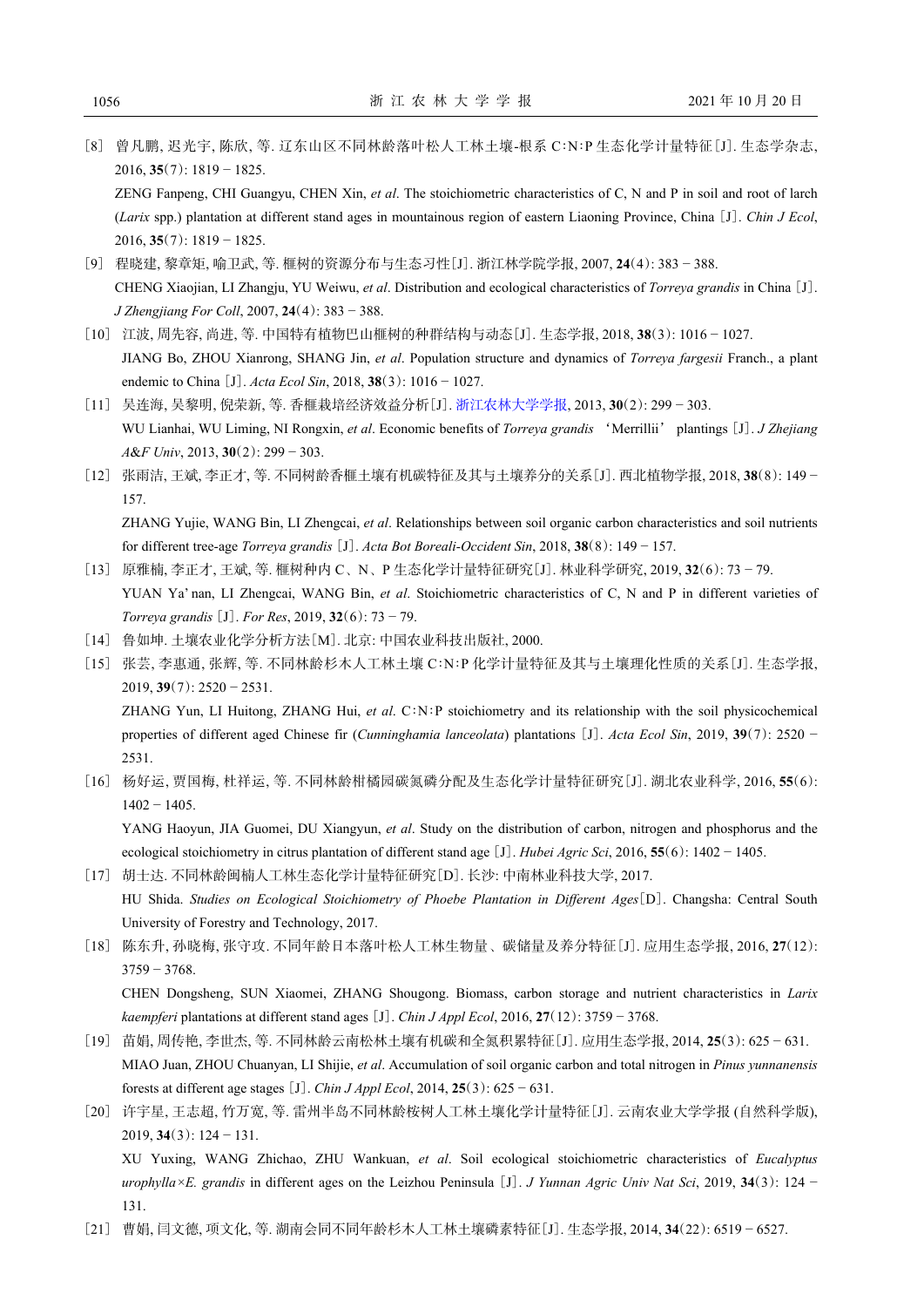[8] 曾凡鹏, 迟光宇, 陈欣, 等. 辽东山区不同林龄落叶松人工林土壤-根系 C∶N∶P 生态化学计量特征[J]. 生态学杂志, 2016, **35**(7): 1819 − 1825.
ZENG Fanpeng, CHI Guangyu, CHEN Xin, *et al*. The stoichiometric characteristics of C, N and P in soil and root of larch (*Larix* spp.) plantation at different stand ages in mountainous region of eastern Liaoning Province, China [J]. *Chin J Ecol*, 2016, **35**(7): 1819 − 1825.

[9] 程晓建, 黎章矩, 喻卫武, 等. 榧树的资源分布与生态习性[J]. 浙江林学院学报, 2007, **24**(4): 383 − 388.
CHENG Xiaojian, LI Zhangju, YU Weiwu, *et al*. Distribution and ecological characteristics of *Torreya grandis* in China [J]. *J Zhengjiang For Coll*, 2007, **24**(4): 383 − 388.

[10] 江波, 周先容, 尚进, 等. 中国特有植物巴山榧树的种群结构与动态[J]. 生态学报, 2018, **38**(3): 1016 − 1027.
JIANG Bo, ZHOU Xianrong, SHANG Jin, *et al*. Population structure and dynamics of *Torreya fargesii* Franch., a plant endemic to China [J]. *Acta Ecol Sin*, 2018, **38**(3): 1016 − 1027.

[11] 吴连海, 吴黎明, 倪荣新, 等. 香榧栽培经济效益分析[J]. 浙江农林大学学报, 2013, **30**(2): 299 − 303.
WU Lianhai, WU Liming, NI Rongxin, *et al*. Economic benefits of *Torreya grandis* ‘Merrillii’ plantings [J]. *J Zhejiang A&F Univ*, 2013, **30**(2): 299 − 303.

[12] 张雨洁, 王斌, 李正才, 等. 不同树龄香榧土壤有机碳特征及其与土壤养分的关系[J]. 西北植物学报, 2018, **38**(8): 149 − 157.
ZHANG Yujie, WANG Bin, LI Zhengcai, *et al*. Relationships between soil organic carbon characteristics and soil nutrients for different tree-age *Torreya grandis* [J]. *Acta Bot Boreali-Occident Sin*, 2018, **38**(8): 149 − 157.

[13] 原雅楠, 李正才, 王斌, 等. 榧树种内 C、N、P 生态化学计量特征研究[J]. 林业科学研究, 2019, **32**(6): 73 − 79.
YUAN Ya’ nan, LI Zhengcai, WANG Bin, *et al*. Stoichiometric characteristics of C, N and P in different varieties of *Torreya grandis* [J]. *For Res*, 2019, **32**(6): 73 − 79.

[14] 鲁如坤. 土壤农业化学分析方法[M]. 北京: 中国农业科技出版社, 2000.

[15] 张芸, 李惠通, 张辉, 等. 不同林龄杉木人工林土壤 C∶N∶P 化学计量特征及其与土壤理化性质的关系[J]. 生态学报, 2019, **39**(7): 2520 − 2531.
ZHANG Yun, LI Huitong, ZHANG Hui, *et al*. C∶N∶P stoichiometry and its relationship with the soil physicochemical properties of different aged Chinese fir (*Cunninghamia lanceolata*) plantations [J]. *Acta Ecol Sin*, 2019, **39**(7): 2520 − 2531.

[16] 杨好运, 贾国梅, 杜祥运, 等. 不同林龄柑橘园碳氮磷分配及生态化学计量特征研究[J]. 湖北农业科学, 2016, **55**(6): 1402 − 1405.
YANG Haoyun, JIA Guomei, DU Xiangyun, *et al*. Study on the distribution of carbon, nitrogen and phosphorus and the ecological stoichiometry in citrus plantation of different stand age [J]. *Hubei Agric Sci*, 2016, **55**(6): 1402 − 1405.

[17] 胡士达. 不同林龄闽楠人工林生态化学计量特征研究[D]. 长沙: 中南林业科技大学, 2017.
HU Shida. *Studies on Ecological Stoichiometry of Phoebe Plantation in Different Ages*[D]. Changsha: Central South University of Forestry and Technology, 2017.

[18] 陈东升, 孙晓梅, 张守攻. 不同年龄日本落叶松人工林生物量、碳储量及养分特征[J]. 应用生态学报, 2016, **27**(12): 3759 − 3768.
CHEN Dongsheng, SUN Xiaomei, ZHANG Shougong. Biomass, carbon storage and nutrient characteristics in *Larix kaempferi* plantations at different stand ages [J]. *Chin J Appl Ecol*, 2016, **27**(12): 3759 − 3768.

[19] 苗娟, 周传艳, 李世杰, 等. 不同林龄云南松林土壤有机碳和全氮积累特征[J]. 应用生态学报, 2014, **25**(3): 625 − 631.
MIAO Juan, ZHOU Chuanyan, LI Shijie, *et al*. Accumulation of soil organic carbon and total nitrogen in *Pinus yunnanensis* forests at different age stages [J]. *Chin J Appl Ecol*, 2014, **25**(3): 625 − 631.

[20] 许宇星, 王志超, 竹万宽, 等. 雷州半岛不同林龄桉树人工林土壤化学计量特征[J]. 云南农业大学学报 (自然科学版), 2019, **34**(3): 124 − 131.
XU Yuxing, WANG Zhichao, ZHU Wankuan, *et al*. Soil ecological stoichiometric characteristics of *Eucalyptus urophylla*×*E. grandis* in different ages on the Leizhou Peninsula [J]. *J Yunnan Agric Univ Nat Sci*, 2019, **34**(3): 124 − 131.

[21] 曹娟, 闫文德, 项文化, 等. 湖南会同不同年龄杉木人工林土壤磷素特征[J]. 生态学报, 2014, **34**(22): 6519 − 6527.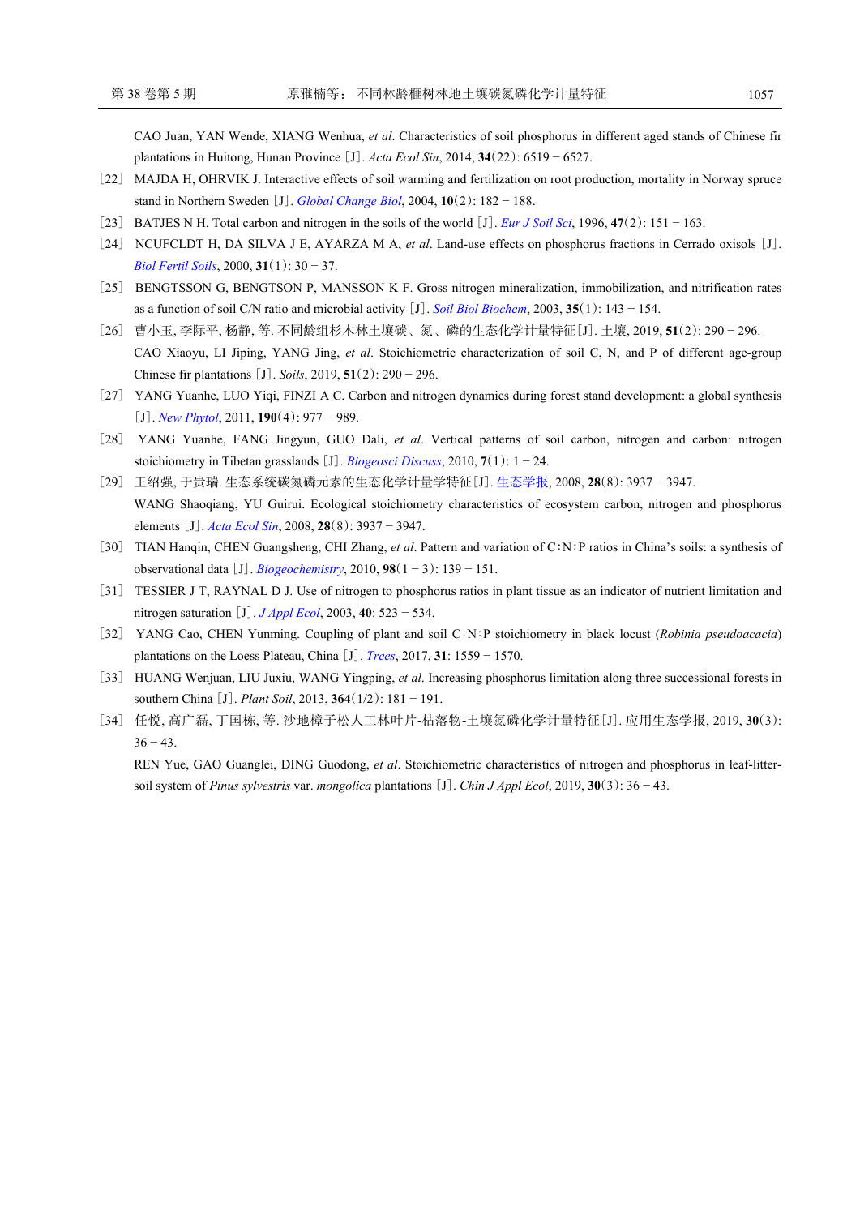CAO Juan, YAN Wende, XIANG Wenhua, *et al*. Characteristics of soil phosphorus in different aged stands of Chinese fir plantations in Huitong, Hunan Province [J]. *Acta Ecol Sin*, 2014, **34**(22): 6519 − 6527.

[22] MAJDA H, OHRVIK J. Interactive effects of soil warming and fertilization on root production, mortality in Norway spruce stand in Northern Sweden [J]. *Global Change Biol*, 2004, **10**(2): 182 − 188.

[23] BATJES N H. Total carbon and nitrogen in the soils of the world [J]. *Eur J Soil Sci*, 1996, **47**(2): 151 − 163.

[24] NCUFCLDT H, DA SILVA J E, AYARZA M A, *et al*. Land-use effects on phosphorus fractions in Cerrado oxisols [J]. *Biol Fertil Soils*, 2000, **31**(1): 30 − 37.

[25] BENGTSSON G, BENGTSON P, MANSSON K F. Gross nitrogen mineralization, immobilization, and nitrification rates as a function of soil C/N ratio and microbial activity [J]. *Soil Biol Biochem*, 2003, **35**(1): 143 − 154.

[26] 曹小玉, 李际平, 杨静, 等. 不同龄组杉木林土壤碳、氮、磷的生态化学计量特征[J]. 土壤, 2019, **51**(2): 290 − 296.
CAO Xiaoyu, LI Jiping, YANG Jing, *et al*. Stoichiometric characterization of soil C, N, and P of different age-group Chinese fir plantations [J]. *Soils*, 2019, **51**(2): 290 − 296.

[27] YANG Yuanhe, LUO Yiqi, FINZI A C. Carbon and nitrogen dynamics during forest stand development: a global synthesis [J]. *New Phytol*, 2011, **190**(4): 977 − 989.

[28] YANG Yuanhe, FANG Jingyun, GUO Dali, *et al*. Vertical patterns of soil carbon, nitrogen and carbon: nitrogen stoichiometry in Tibetan grasslands [J]. *Biogeosci Discuss*, 2010, **7**(1): 1 − 24.

[29] 王绍强, 于贵瑞. 生态系统碳氮磷元素的生态化学计量学特征[J]. 生态学报, 2008, **28**(8): 3937 − 3947.
WANG Shaoqiang, YU Guirui. Ecological stoichiometry characteristics of ecosystem carbon, nitrogen and phosphorus elements [J]. *Acta Ecol Sin*, 2008, **28**(8): 3937 − 3947.

[30] TIAN Hanqin, CHEN Guangsheng, CHI Zhang, *et al*. Pattern and variation of C∶N∶P ratios in China's soils: a synthesis of observational data [J]. *Biogeochemistry*, 2010, **98**(1 − 3): 139 − 151.

[31] TESSIER J T, RAYNAL D J. Use of nitrogen to phosphorus ratios in plant tissue as an indicator of nutrient limitation and nitrogen saturation [J]. *J Appl Ecol*, 2003, **40**: 523 − 534.

[32] YANG Cao, CHEN Yunming. Coupling of plant and soil C∶N∶P stoichiometry in black locust (*Robinia pseudoacacia*) plantations on the Loess Plateau, China [J]. *Trees*, 2017, **31**: 1559 − 1570.

[33] HUANG Wenjuan, LIU Juxiu, WANG Yingping, *et al*. Increasing phosphorus limitation along three successional forests in southern China [J]. *Plant Soil*, 2013, **364**(1/2): 181 − 191.

[34] 任悦, 高广磊, 丁国栋, 等. 沙地樟子松人工林叶片-枯落物-土壤氮磷化学计量特征[J]. 应用生态学报, 2019, **30**(3): 36 − 43.
REN Yue, GAO Guanglei, DING Guodong, *et al*. Stoichiometric characteristics of nitrogen and phosphorus in leaf-litter-soil system of *Pinus sylvestris* var. *mongolica* plantations [J]. *Chin J Appl Ecol*, 2019, **30**(3): 36 − 43.